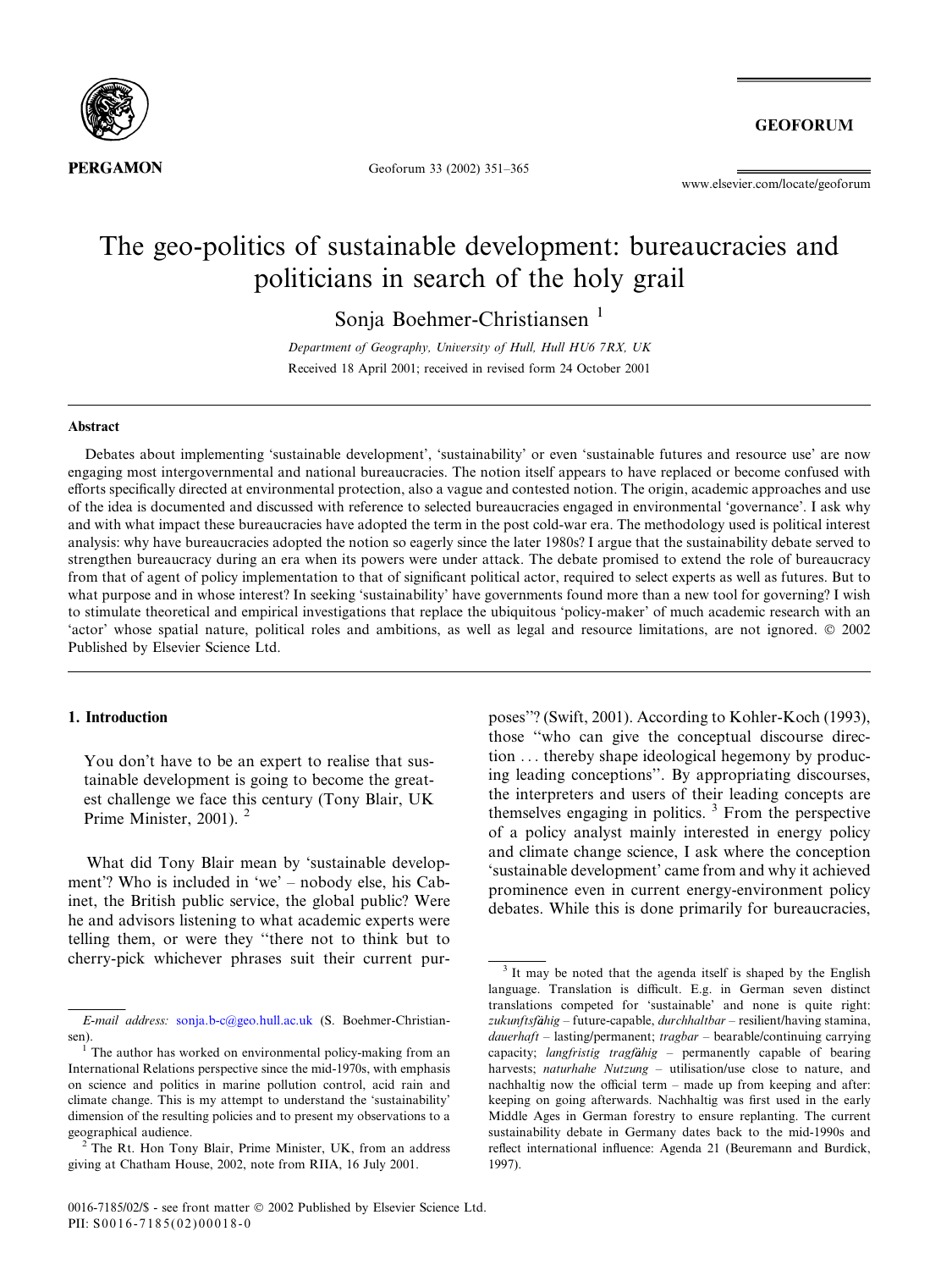# The geo-politics of sustainable development: bureaucracies and politicians in search of the holy grail

Sonja Boehmer-Christiansen [1]

*Department of Geography, University of Hull, Hull HU6 7RX, UK*

Received 18 April 2001; received in revised form 24 October 2001

## Abstract

Debates about implementing 'sustainable development', 'sustainability' or even 'sustainable futures and resource use' are now engaging most intergovernmental and national bureaucracies. The notion itself appears to have replaced or become confused with efforts specifically directed at environmental protection, also a vague and contested notion. The origin, academic approaches and use of the idea is documented and discussed with reference to selected bureaucracies engaged in environmental 'governance'. I ask why and with what impact these bureaucracies have adopted the term in the post cold-war era. The methodology used is political interest analysis: why have bureaucracies adopted the notion so eagerly since the later 1980s? I argue that the sustainability debate served to strengthen bureaucracy during an era when its powers were under attack. The debate promised to extend the role of bureaucracy from that of agent of policy implementation to that of significant political actor, required to select experts as well as futures. But to what purpose and in whose interest? In seeking 'sustainability' have governments found more than a new tool for governing? I wish to stimulate theoretical and empirical investigations that replace the ubiquitous 'policy-maker' of much academic research with an 'actor' whose spatial nature, political roles and ambitions, as well as legal and resource limitations, are not ignored. © 2002 Published by Elsevier Science Ltd.

## 1. Introduction

> You don't have to be an expert to realise that sustainable development is going to become the greatest challenge we face this century (Tony Blair, UK Prime Minister, 2001). [2]

What did Tony Blair mean by 'sustainable development'? Who is included in 'we' – nobody else, his Cabinet, the British public service, the global public? Were he and advisors listening to what academic experts were telling them, or were they "there not to think but to cherry-pick whichever phrases suit their current purposes"? (Swift, 2001). According to Kohler-Koch (1993), those "who can give the conceptual discourse direction … thereby shape ideological hegemony by producing leading conceptions". By appropriating discourses, the interpreters and users of their leading concepts are themselves engaging in politics. [3] From the perspective of a policy analyst mainly interested in energy policy and climate change science, I ask where the conception 'sustainable development' came from and why it achieved prominence even in current energy-environment policy debates. While this is done primarily for bureaucracies,

---

*E-mail address:* sonja.b-c@geo.hull.ac.uk (S. Boehmer-Christiansen).

[1] The author has worked on environmental policy-making from an International Relations perspective since the mid-1970s, with emphasis on science and politics in marine pollution control, acid rain and climate change. This is my attempt to understand the 'sustainability' dimension of the resulting policies and to present my observations to a geographical audience.

[2] The Rt. Hon Tony Blair, Prime Minister, UK, from an address giving at Chatham House, 2002, note from RIIA, 16 July 2001.

[3] It may be noted that the agenda itself is shaped by the English language. Translation is difficult. E.g. in German seven distinct translations competed for 'sustainable' and none is quite right: *zukunftsfähig* – future-capable, *durchhaltbar* – resilient/having stamina, *dauerhaft* – lasting/permanent; *tragbar* – bearable/continuing carrying capacity; *langfristig tragfähig* – permanently capable of bearing harvests; *naturhahe Nutzung* – utilisation/use close to nature, and nachhaltig now the official term – made up from keeping and after: keeping on going afterwards. Nachhaltig was first used in the early Middle Ages in German forestry to ensure replanting. The current sustainability debate in Germany dates back to the mid-1990s and reflect international influence: Agenda 21 (Beuremann and Burdick, 1997).

0016-7185/02/$ - see front matter © 2002 Published by Elsevier Science Ltd.
PII: S0016-7185(02)00018-0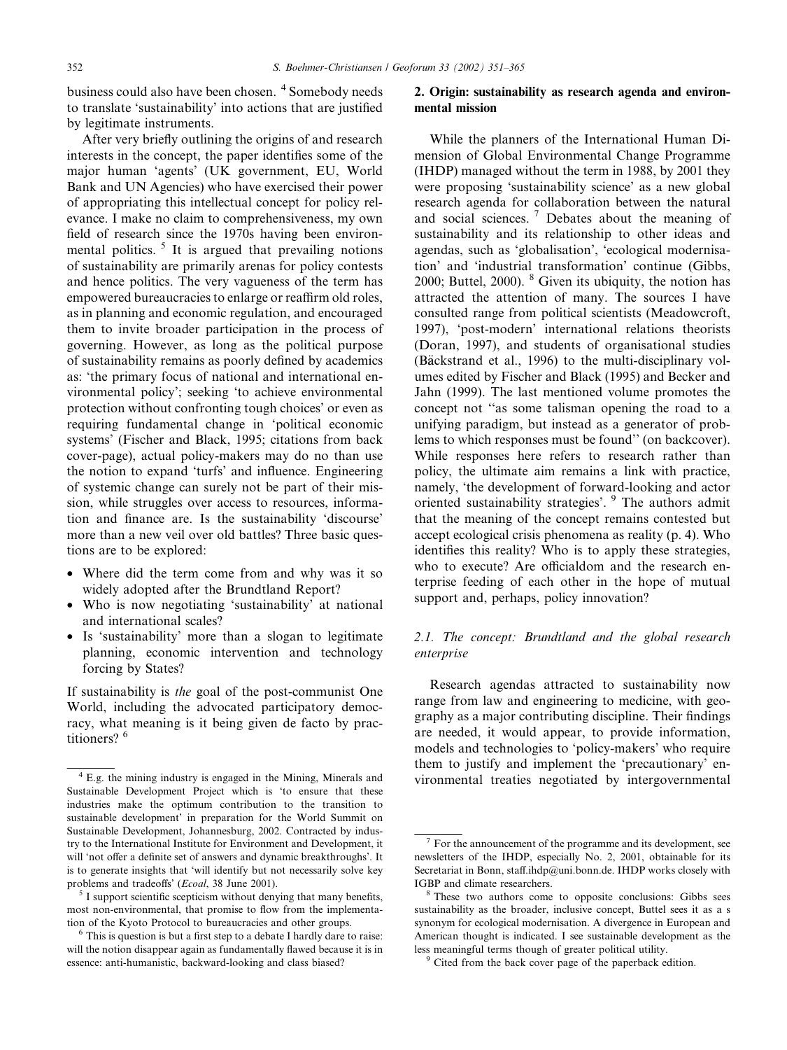business could also have been chosen. [4] Somebody needs to translate 'sustainability' into actions that are justified by legitimate instruments.

After very briefly outlining the origins of and research interests in the concept, the paper identifies some of the major human 'agents' (UK government, EU, World Bank and UN Agencies) who have exercised their power of appropriating this intellectual concept for policy relevance. I make no claim to comprehensiveness, my own field of research since the 1970s having been environmental politics. [5] It is argued that prevailing notions of sustainability are primarily arenas for policy contests and hence politics. The very vagueness of the term has empowered bureaucracies to enlarge or reaffirm old roles, as in planning and economic regulation, and encouraged them to invite broader participation in the process of governing. However, as long as the political purpose of sustainability remains as poorly defined by academics as: 'the primary focus of national and international environmental policy'; seeking 'to achieve environmental protection without confronting tough choices' or even as requiring fundamental change in 'political economic systems' (Fischer and Black, 1995; citations from back cover-page), actual policy-makers may do no than use the notion to expand 'turfs' and influence. Engineering of systemic change can surely not be part of their mission, while struggles over access to resources, information and finance are. Is the sustainability 'discourse' more than a new veil over old battles? Three basic questions are to be explored:

- Where did the term come from and why was it so widely adopted after the Brundtland Report?
- Who is now negotiating 'sustainability' at national and international scales?
- Is 'sustainability' more than a slogan to legitimate planning, economic intervention and technology forcing by States?

If sustainability is *the* goal of the post-communist One World, including the advocated participatory democracy, what meaning is it being given de facto by practitioners? [6]

## 2. Origin: sustainability as research agenda and environmental mission

While the planners of the International Human Dimension of Global Environmental Change Programme (IHDP) managed without the term in 1988, by 2001 they were proposing 'sustainability science' as a new global research agenda for collaboration between the natural and social sciences. [7] Debates about the meaning of sustainability and its relationship to other ideas and agendas, such as 'globalisation', 'ecological modernisation' and 'industrial transformation' continue (Gibbs, 2000; Buttel, 2000). [8] Given its ubiquity, the notion has attracted the attention of many. The sources I have consulted range from political scientists (Meadowcroft, 1997), 'post-modern' international relations theorists (Doran, 1997), and students of organisational studies (Bäckstrand et al., 1996) to the multi-disciplinary volumes edited by Fischer and Black (1995) and Becker and Jahn (1999). The last mentioned volume promotes the concept not "as some talisman opening the road to a unifying paradigm, but instead as a generator of problems to which responses must be found" (on backcover). While responses here refers to research rather than policy, the ultimate aim remains a link with practice, namely, 'the development of forward-looking and actor oriented sustainability strategies'. [9] The authors admit that the meaning of the concept remains contested but accept ecological crisis phenomena as reality (p. 4). Who identifies this reality? Who is to apply these strategies, who to execute? Are officialdom and the research enterprise feeding of each other in the hope of mutual support and, perhaps, policy innovation?

### 2.1. The concept: Brundtland and the global research enterprise

Research agendas attracted to sustainability now range from law and engineering to medicine, with geography as a major contributing discipline. Their findings are needed, it would appear, to provide information, models and technologies to 'policy-makers' who require them to justify and implement the 'precautionary' environmental treaties negotiated by intergovernmental

---

[4] E.g. the mining industry is engaged in the Mining, Minerals and Sustainable Development Project which is 'to ensure that these industries make the optimum contribution to the transition to sustainable development' in preparation for the World Summit on Sustainable Development, Johannesburg, 2002. Contracted by industry to the International Institute for Environment and Development, it will 'not offer a definite set of answers and dynamic breakthroughs'. It is to generate insights that 'will identify but not necessarily solve key problems and tradeoffs' (*Ecoal*, 38 June 2001).

[5] I support scientific scepticism without denying that many benefits, most non-environmental, that promise to flow from the implementation of the Kyoto Protocol to bureaucracies and other groups.

[6] This is question is but a first step to a debate I hardly dare to raise: will the notion disappear again as fundamentally flawed because it is in essence: anti-humanistic, backward-looking and class biased?

[7] For the announcement of the programme and its development, see newsletters of the IHDP, especially No. 2, 2001, obtainable for its Secretariat in Bonn, staff.ihdp@uni.bonn.de. IHDP works closely with IGBP and climate researchers.

[8] These two authors come to opposite conclusions: Gibbs sees sustainability as the broader, inclusive concept, Buttel sees it as a s synonym for ecological modernisation. A divergence in European and American thought is indicated. I see sustainable development as the less meaningful terms though of greater political utility.

[9] Cited from the back cover page of the paperback edition.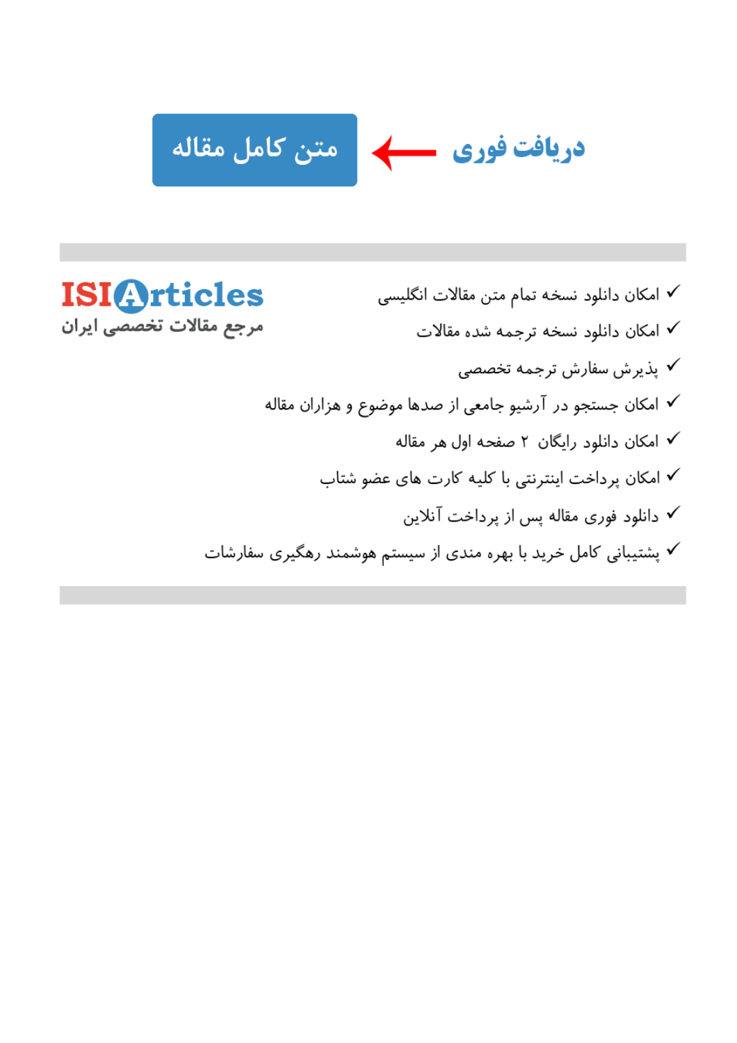دریافت فوری ← متن کامل مقاله

**ISIArticles**
مرجع مقالات تخصصی ایران

- ✓ امکان دانلود نسخه تمام متن مقالات انگلیسی
- ✓ امکان دانلود نسخه ترجمه شده مقالات
- ✓ پذیرش سفارش ترجمه تخصصی
- ✓ امکان جستجو در آرشیو جامعی از صدها موضوع و هزاران مقاله
- ✓ امکان دانلود رایگان ۲ صفحه اول هر مقاله
- ✓ امکان پرداخت اینترنتی با کلیه کارت های عضو شتاب
- ✓ دانلود فوری مقاله پس از پرداخت آنلاین
- ✓ پشتیبانی کامل خرید با بهره مندی از سیستم هوشمند رهگیری سفارشات